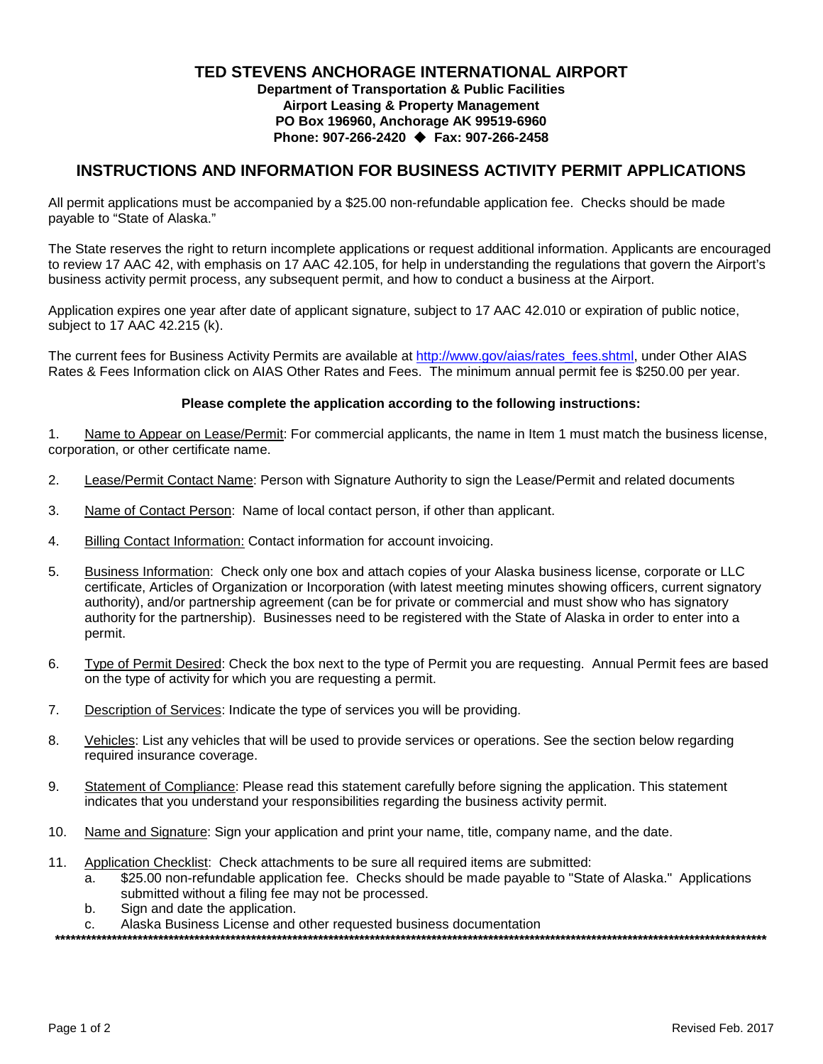# TED STEVENS ANCHORAGE INTERNATIONAL AIRPORT

**Department of Transportation & Public Facilities**
**Airport Leasing & Property Management**
**PO Box 196960, Anchorage AK 99519-6960**
**Phone: 907-266-2420 ◆ Fax: 907-266-2458**

## INSTRUCTIONS AND INFORMATION FOR BUSINESS ACTIVITY PERMIT APPLICATIONS

All permit applications must be accompanied by a $25.00 non-refundable application fee. Checks should be made payable to "State of Alaska."

The State reserves the right to return incomplete applications or request additional information. Applicants are encouraged to review 17 AAC 42, with emphasis on 17 AAC 42.105, for help in understanding the regulations that govern the Airport's business activity permit process, any subsequent permit, and how to conduct a business at the Airport.

Application expires one year after date of applicant signature, subject to 17 AAC 42.010 or expiration of public notice, subject to 17 AAC 42.215 (k).

The current fees for Business Activity Permits are available at [http://www.gov/aias/rates_fees.shtml](http://www.gov/aias/rates_fees.shtml), under Other AIAS Rates & Fees Information click on AIAS Other Rates and Fees. The minimum annual permit fee is $250.00 per year.

**Please complete the application according to the following instructions:**

1. Name to Appear on Lease/Permit: For commercial applicants, the name in Item 1 must match the business license, corporation, or other certificate name.

2. Lease/Permit Contact Name: Person with Signature Authority to sign the Lease/Permit and related documents

3. Name of Contact Person: Name of local contact person, if other than applicant.

4. Billing Contact Information: Contact information for account invoicing.

5. Business Information: Check only one box and attach copies of your Alaska business license, corporate or LLC certificate, Articles of Organization or Incorporation (with latest meeting minutes showing officers, current signatory authority), and/or partnership agreement (can be for private or commercial and must show who has signatory authority for the partnership). Businesses need to be registered with the State of Alaska in order to enter into a permit.

6. Type of Permit Desired: Check the box next to the type of Permit you are requesting. Annual Permit fees are based on the type of activity for which you are requesting a permit.

7. Description of Services: Indicate the type of services you will be providing.

8. Vehicles: List any vehicles that will be used to provide services or operations. See the section below regarding required insurance coverage.

9. Statement of Compliance: Please read this statement carefully before signing the application. This statement indicates that you understand your responsibilities regarding the business activity permit.

10. Name and Signature: Sign your application and print your name, title, company name, and the date.

11. Application Checklist: Check attachments to be sure all required items are submitted:
    a. $25.00 non-refundable application fee. Checks should be made payable to "State of Alaska." Applications submitted without a filing fee may not be processed.
    b. Sign and date the application.
    c. Alaska Business License and other requested business documentation

****************************************************************************************************************************************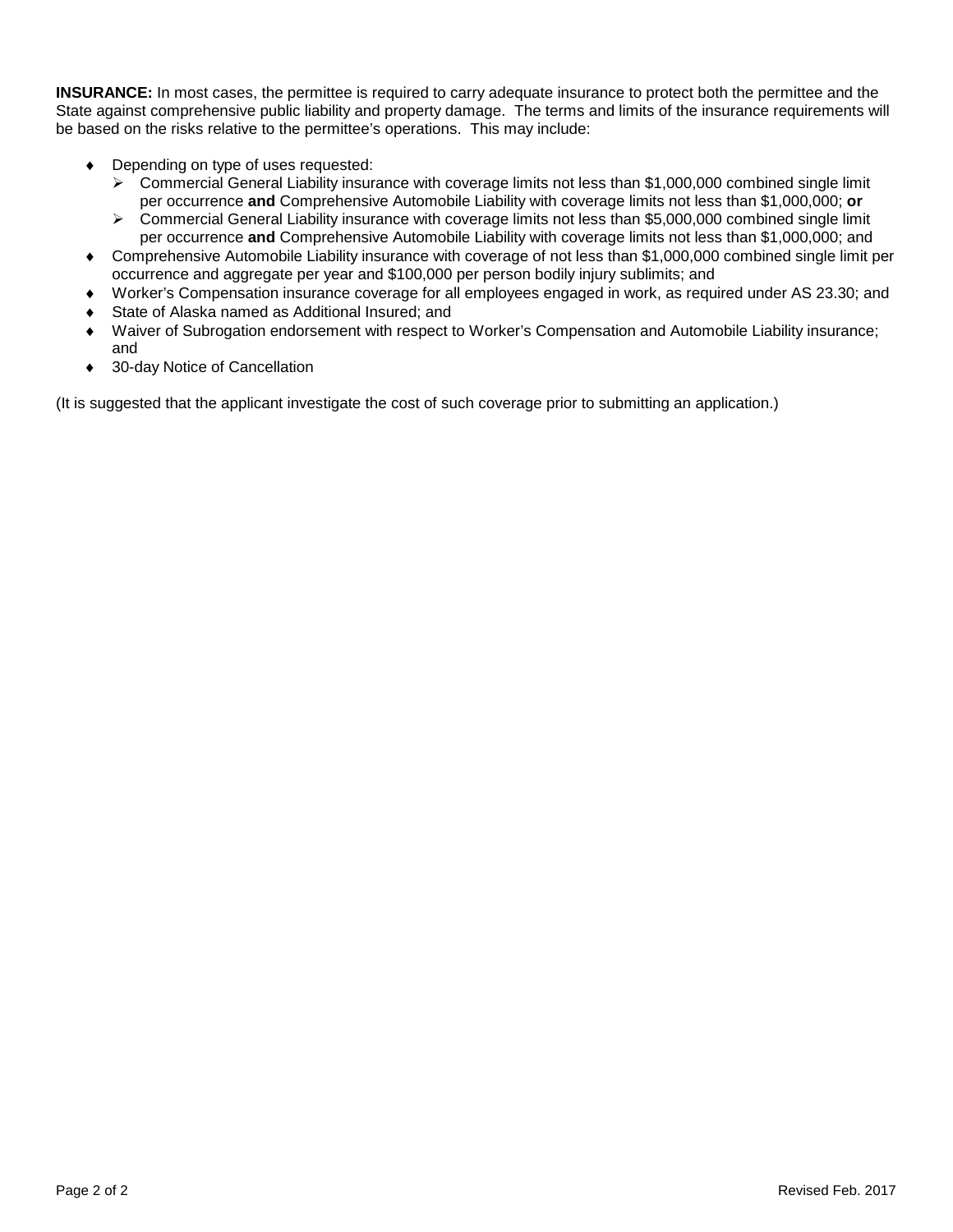**INSURANCE:** In most cases, the permittee is required to carry adequate insurance to protect both the permittee and the State against comprehensive public liability and property damage. The terms and limits of the insurance requirements will be based on the risks relative to the permittee's operations. This may include:

- Depending on type of uses requested:
  - Commercial General Liability insurance with coverage limits not less than $1,000,000 combined single limit per occurrence **and** Comprehensive Automobile Liability with coverage limits not less than $1,000,000; **or**
  - Commercial General Liability insurance with coverage limits not less than $5,000,000 combined single limit per occurrence **and** Comprehensive Automobile Liability with coverage limits not less than $1,000,000; and
- Comprehensive Automobile Liability insurance with coverage of not less than $1,000,000 combined single limit per occurrence and aggregate per year and $100,000 per person bodily injury sublimits; and
- Worker's Compensation insurance coverage for all employees engaged in work, as required under AS 23.30; and
- State of Alaska named as Additional Insured; and
- Waiver of Subrogation endorsement with respect to Worker's Compensation and Automobile Liability insurance; and
- 30-day Notice of Cancellation

(It is suggested that the applicant investigate the cost of such coverage prior to submitting an application.)

Revised Feb. 2017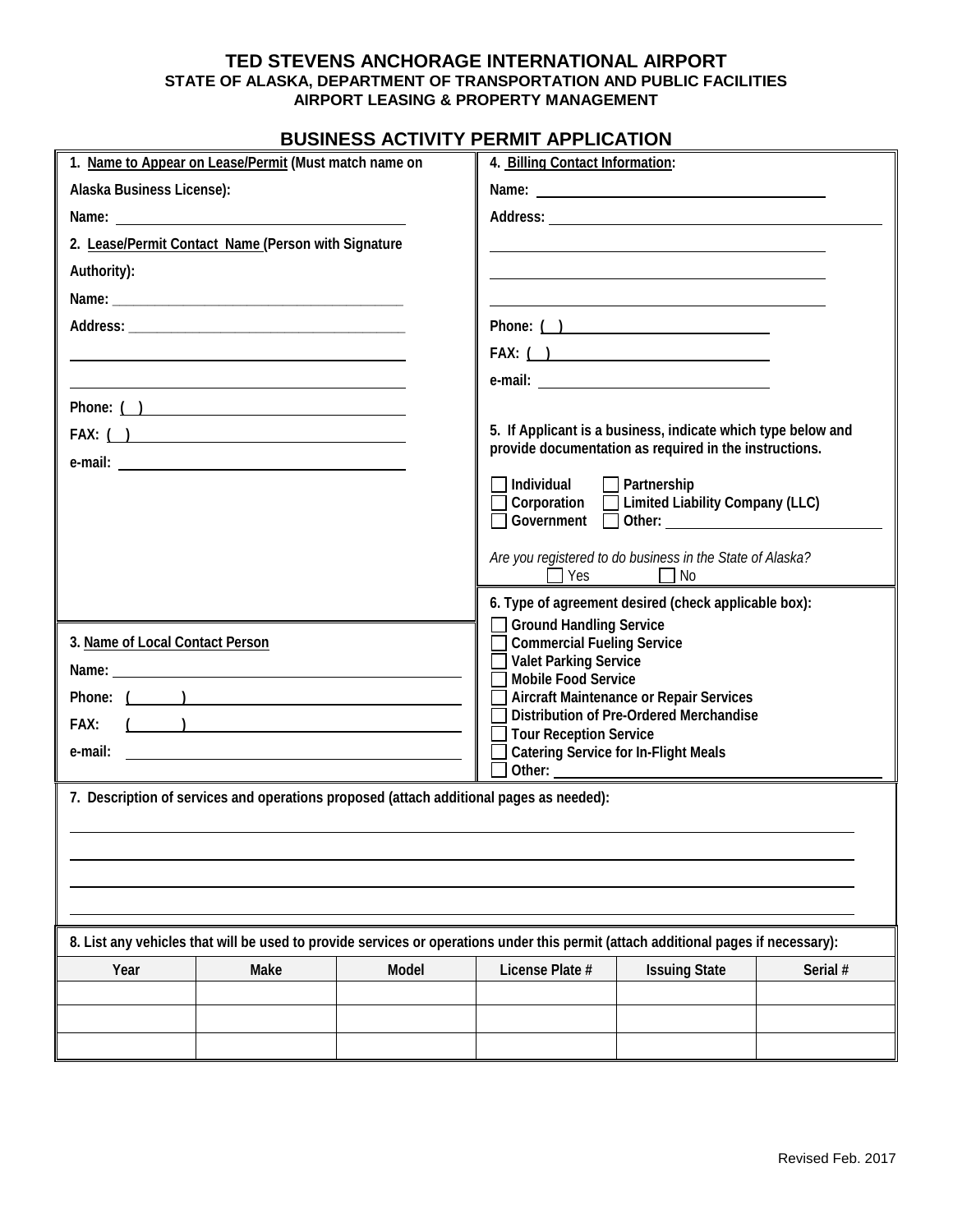# TED STEVENS ANCHORAGE INTERNATIONAL AIRPORT
### STATE OF ALASKA, DEPARTMENT OF TRANSPORTATION AND PUBLIC FACILITIES
### AIRPORT LEASING & PROPERTY MANAGEMENT

## BUSINESS ACTIVITY PERMIT APPLICATION

**1. Name to Appear on Lease/Permit (Must match name on Alaska Business License):**

Name: ____________________

**2. Lease/Permit Contact Name (Person with Signature Authority):**

Name: ____________________

Address: ____________________

____________________

____________________

Phone: ( ) ____________________

FAX: ( ) ____________________

e-mail: ____________________

**3. Name of Local Contact Person**

Name: ____________________

Phone: ( ) ____________________

FAX: ( ) ____________________

e-mail: ____________________

**4. Billing Contact Information:**

Name: ____________________

Address: ____________________

____________________

____________________

____________________

Phone: ( ) ____________________

FAX: ( ) ____________________

e-mail: ____________________

**5. If Applicant is a business, indicate which type below and provide documentation as required in the instructions.**

- ☐ Individual
- ☐ Partnership
- ☐ Corporation
- ☐ Limited Liability Company (LLC)
- ☐ Government
- ☐ Other: ____________________

*Are you registered to do business in the State of Alaska?*

☐ Yes ☐ No

**6. Type of agreement desired (check applicable box):**

- ☐ Ground Handling Service
- ☐ Commercial Fueling Service
- ☐ Valet Parking Service
- ☐ Mobile Food Service
- ☐ Aircraft Maintenance or Repair Services
- ☐ Distribution of Pre-Ordered Merchandise
- ☐ Tour Reception Service
- ☐ Catering Service for In-Flight Meals
- ☐ Other: ____________________

**7. Description of services and operations proposed (attach additional pages as needed):**

____________________

____________________

____________________

____________________

**8. List any vehicles that will be used to provide services or operations under this permit (attach additional pages if necessary):**

| Year | Make | Model | License Plate # | Issuing State | Serial # |
|---|---|---|---|---|---|
| | | | | | |
| | | | | | |
| | | | | | |

Revised Feb. 2017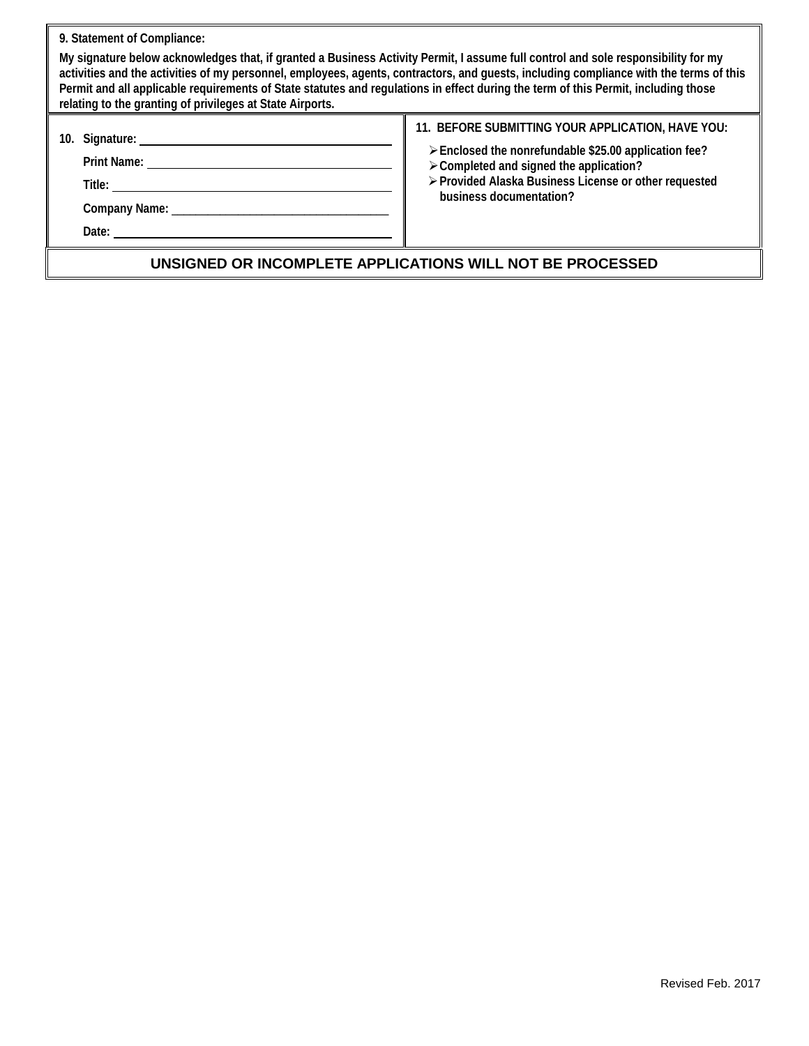**9. Statement of Compliance:**

**My signature below acknowledges that, if granted a Business Activity Permit, I assume full control and sole responsibility for my activities and the activities of my personnel, employees, agents, contractors, and guests, including compliance with the terms of this Permit and all applicable requirements of State statutes and regulations in effect during the term of this Permit, including those relating to the granting of privileges at State Airports.**

**10. Signature:** ______________________________

**Print Name:** ______________________________

**Title:** ______________________________

**Company Name:** ______________________________

**Date:** ______________________________

**11. BEFORE SUBMITTING YOUR APPLICATION, HAVE YOU:**

- **Enclosed the nonrefundable $25.00 application fee?**
- **Completed and signed the application?**
- **Provided Alaska Business License or other requested business documentation?**

**UNSIGNED OR INCOMPLETE APPLICATIONS WILL NOT BE PROCESSED**

Revised Feb. 2017